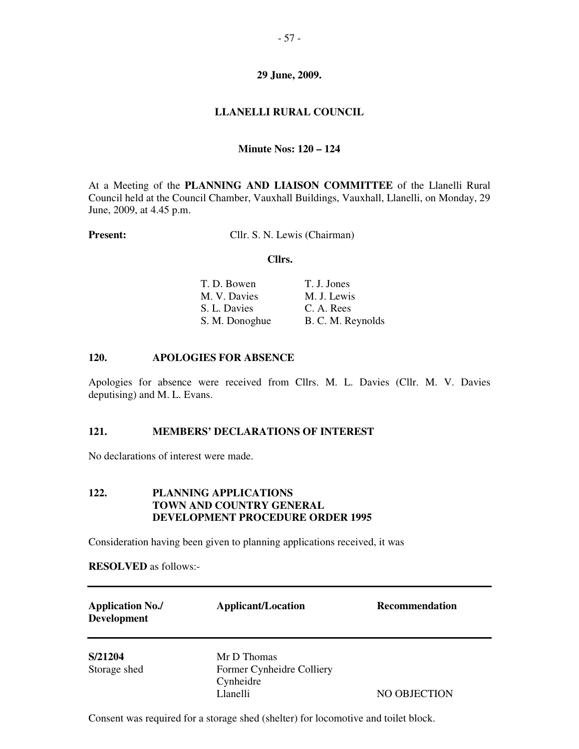**29 June, 2009.**

**LLANELLI RURAL COUNCIL**

**Minute Nos: 120 – 124**

At a Meeting of the **PLANNING AND LIAISON COMMITTEE** of the Llanelli Rural Council held at the Council Chamber, Vauxhall Buildings, Vauxhall, Llanelli, on Monday, 29 June, 2009, at 4.45 p.m.

**Present:** Cllr. S. N. Lewis (Chairman)

**Cllrs.**

| | |
|---|---|
| T. D. Bowen | T. J. Jones |
| M. V. Davies | M. J. Lewis |
| S. L. Davies | C. A. Rees |
| S. M. Donoghue | B. C. M. Reynolds |

## 120. APOLOGIES FOR ABSENCE

Apologies for absence were received from Cllrs. M. L. Davies (Cllr. M. V. Davies deputising) and M. L. Evans.

## 121. MEMBERS' DECLARATIONS OF INTEREST

No declarations of interest were made.

## 122. PLANNING APPLICATIONS TOWN AND COUNTRY GENERAL DEVELOPMENT PROCEDURE ORDER 1995

Consideration having been given to planning applications received, it was

**RESOLVED** as follows:-

| Application No./ Development | Applicant/Location | Recommendation |
|---|---|---|
| **S/21204**<br>Storage shed | Mr D Thomas<br>Former Cynheidre Colliery<br>Cynheidre<br>Llanelli | NO OBJECTION |

Consent was required for a storage shed (shelter) for locomotive and toilet block.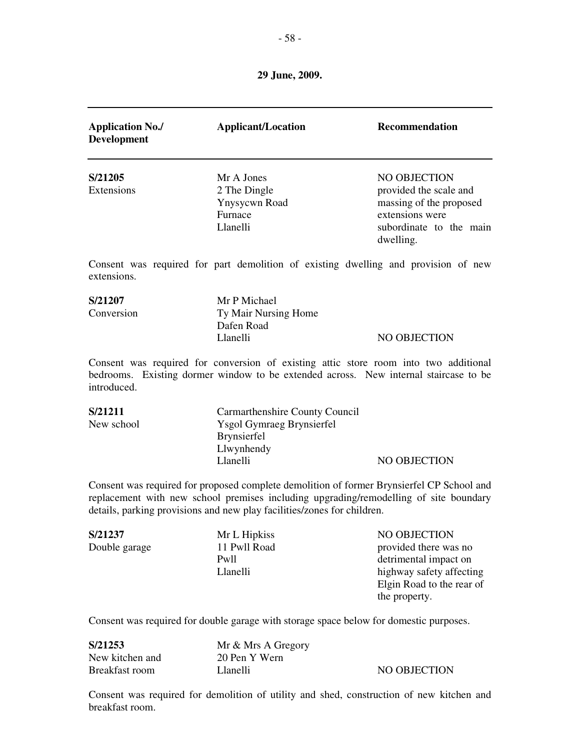**29 June, 2009.**

| Application No./ Development | Applicant/Location | Recommendation |
|---|---|---|
| **S/21205** Extensions | Mr A Jones 2 The Dingle Ynysycwn Road Furnace Llanelli | NO OBJECTION provided the scale and massing of the proposed extensions were subordinate to the main dwelling. |

Consent was required for part demolition of existing dwelling and provision of new extensions.

| | | |
|---|---|---|
| **S/21207** Conversion | Mr P Michael Ty Mair Nursing Home Dafen Road Llanelli | NO OBJECTION |

Consent was required for conversion of existing attic store room into two additional bedrooms. Existing dormer window to be extended across. New internal staircase to be introduced.

| | | |
|---|---|---|
| **S/21211** New school | Carmarthenshire County Council Ysgol Gymraeg Brynsierfel Brynsierfel Llwynhendy Llanelli | NO OBJECTION |

Consent was required for proposed complete demolition of former Brynsierfel CP School and replacement with new school premises including upgrading/remodelling of site boundary details, parking provisions and new play facilities/zones for children.

| | | |
|---|---|---|
| **S/21237** Double garage | Mr L Hipkiss 11 Pwll Road Pwll Llanelli | NO OBJECTION provided there was no detrimental impact on highway safety affecting Elgin Road to the rear of the property. |

Consent was required for double garage with storage space below for domestic purposes.

| | | |
|---|---|---|
| **S/21253** New kitchen and Breakfast room | Mr & Mrs A Gregory 20 Pen Y Wern Llanelli | NO OBJECTION |

Consent was required for demolition of utility and shed, construction of new kitchen and breakfast room.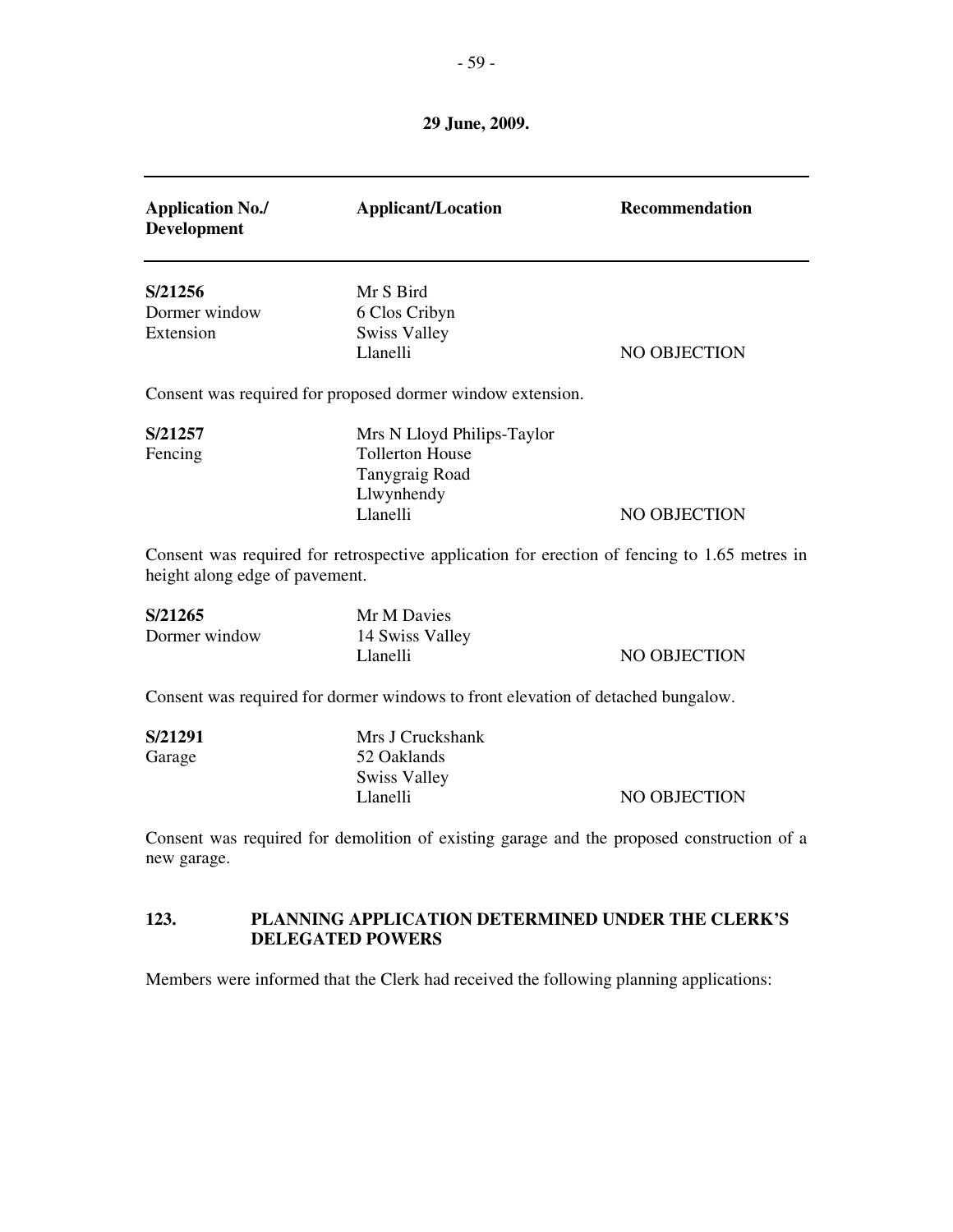**29 June, 2009.**

| Application No./ Development | Applicant/Location | Recommendation |
|---|---|---|
| **S/21256** Dormer window Extension | Mr S Bird 6 Clos Cribyn Swiss Valley Llanelli | NO OBJECTION |

Consent was required for proposed dormer window extension.

| | | |
|---|---|---|
| **S/21257** Fencing | Mrs N Lloyd Philips-Taylor Tollerton House Tanygraig Road Llwynhendy Llanelli | NO OBJECTION |

Consent was required for retrospective application for erection of fencing to 1.65 metres in height along edge of pavement.

| | | |
|---|---|---|
| **S/21265** Dormer window | Mr M Davies 14 Swiss Valley Llanelli | NO OBJECTION |

Consent was required for dormer windows to front elevation of detached bungalow.

| | | |
|---|---|---|
| **S/21291** Garage | Mrs J Cruckshank 52 Oaklands Swiss Valley Llanelli | NO OBJECTION |

Consent was required for demolition of existing garage and the proposed construction of a new garage.

## 123. PLANNING APPLICATION DETERMINED UNDER THE CLERK'S DELEGATED POWERS

Members were informed that the Clerk had received the following planning applications: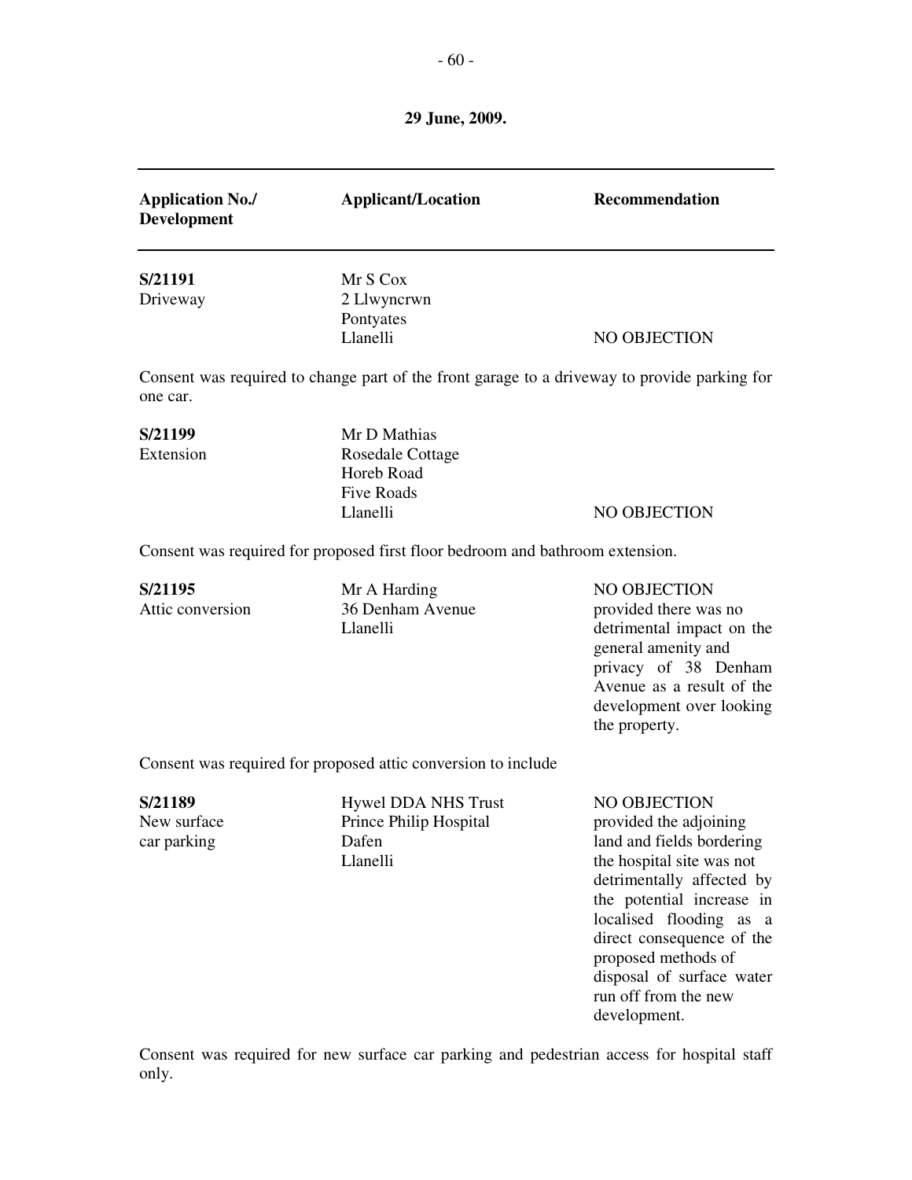**29 June, 2009.**

| Application No./ Development | Applicant/Location | Recommendation |
|---|---|---|
| **S/21191** Driveway | Mr S Cox 2 Llwyncrwn Pontyates Llanelli | NO OBJECTION |

Consent was required to change part of the front garage to a driveway to provide parking for one car.

| Application No./ Development | Applicant/Location | Recommendation |
|---|---|---|
| **S/21199** Extension | Mr D Mathias Rosedale Cottage Horeb Road Five Roads Llanelli | NO OBJECTION |

Consent was required for proposed first floor bedroom and bathroom extension.

| Application No./ Development | Applicant/Location | Recommendation |
|---|---|---|
| **S/21195** Attic conversion | Mr A Harding 36 Denham Avenue Llanelli | NO OBJECTION provided there was no detrimental impact on the general amenity and privacy of 38 Denham Avenue as a result of the development over looking the property. |

Consent was required for proposed attic conversion to include

| Application No./ Development | Applicant/Location | Recommendation |
|---|---|---|
| **S/21189** New surface car parking | Hywel DDA NHS Trust Prince Philip Hospital Dafen Llanelli | NO OBJECTION provided the adjoining land and fields bordering the hospital site was not detrimentally affected by the potential increase in localised flooding as a direct consequence of the proposed methods of disposal of surface water run off from the new development. |

Consent was required for new surface car parking and pedestrian access for hospital staff only.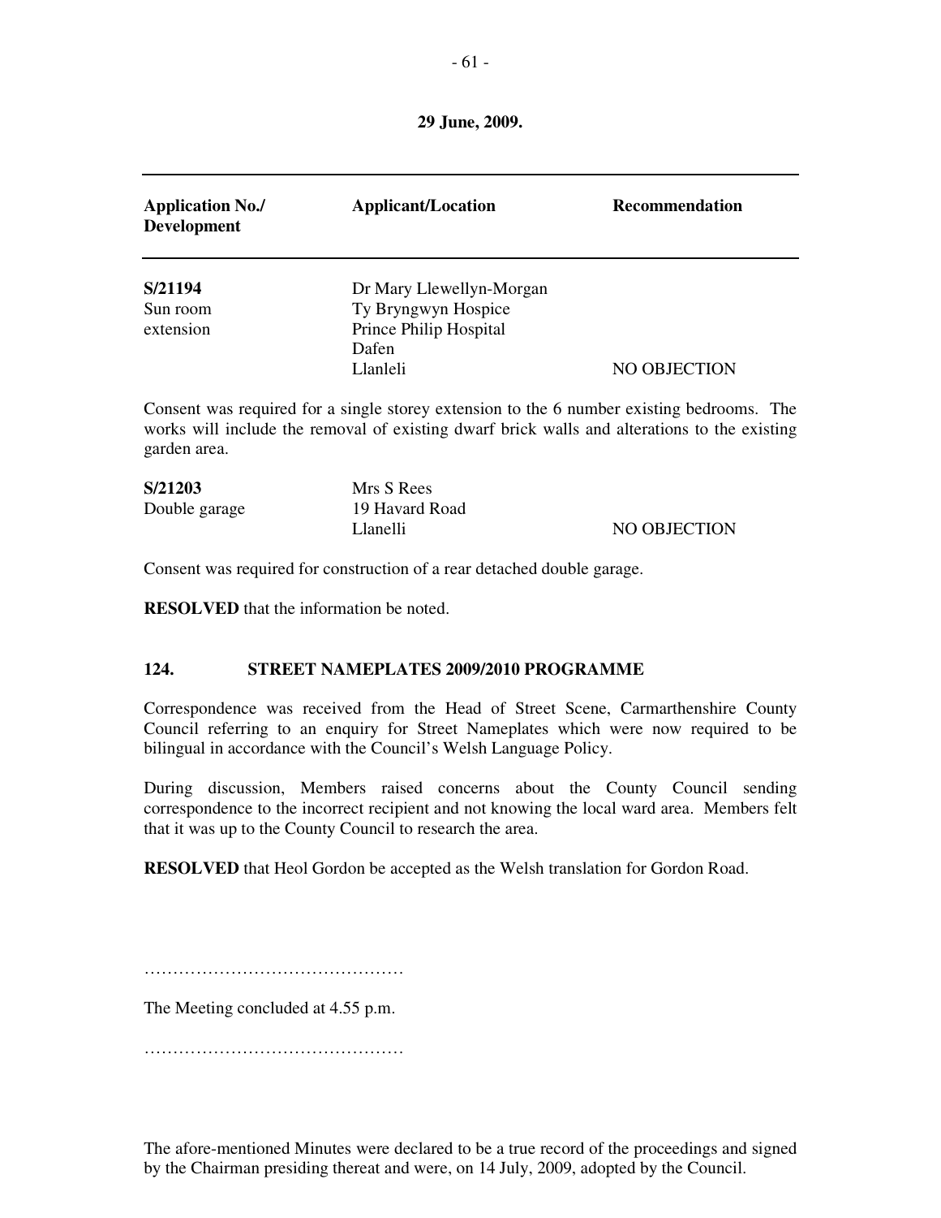**29 June, 2009.**

| Application No./ Development | Applicant/Location | Recommendation |
|---|---|---|
| **S/21194** Sun room extension | Dr Mary Llewellyn-Morgan Ty Bryngwyn Hospice Prince Philip Hospital Dafen Llanleli | NO OBJECTION |

Consent was required for a single storey extension to the 6 number existing bedrooms. The works will include the removal of existing dwarf brick walls and alterations to the existing garden area.

| | | |
|---|---|---|
| **S/21203** Double garage | Mrs S Rees 19 Havard Road Llanelli | NO OBJECTION |

Consent was required for construction of a rear detached double garage.

**RESOLVED** that the information be noted.

### 124. STREET NAMEPLATES 2009/2010 PROGRAMME

Correspondence was received from the Head of Street Scene, Carmarthenshire County Council referring to an enquiry for Street Nameplates which were now required to be bilingual in accordance with the Council's Welsh Language Policy.

During discussion, Members raised concerns about the County Council sending correspondence to the incorrect recipient and not knowing the local ward area. Members felt that it was up to the County Council to research the area.

**RESOLVED** that Heol Gordon be accepted as the Welsh translation for Gordon Road.

………………………………………

The Meeting concluded at 4.55 p.m.

………………………………………

The afore-mentioned Minutes were declared to be a true record of the proceedings and signed by the Chairman presiding thereat and were, on 14 July, 2009, adopted by the Council.